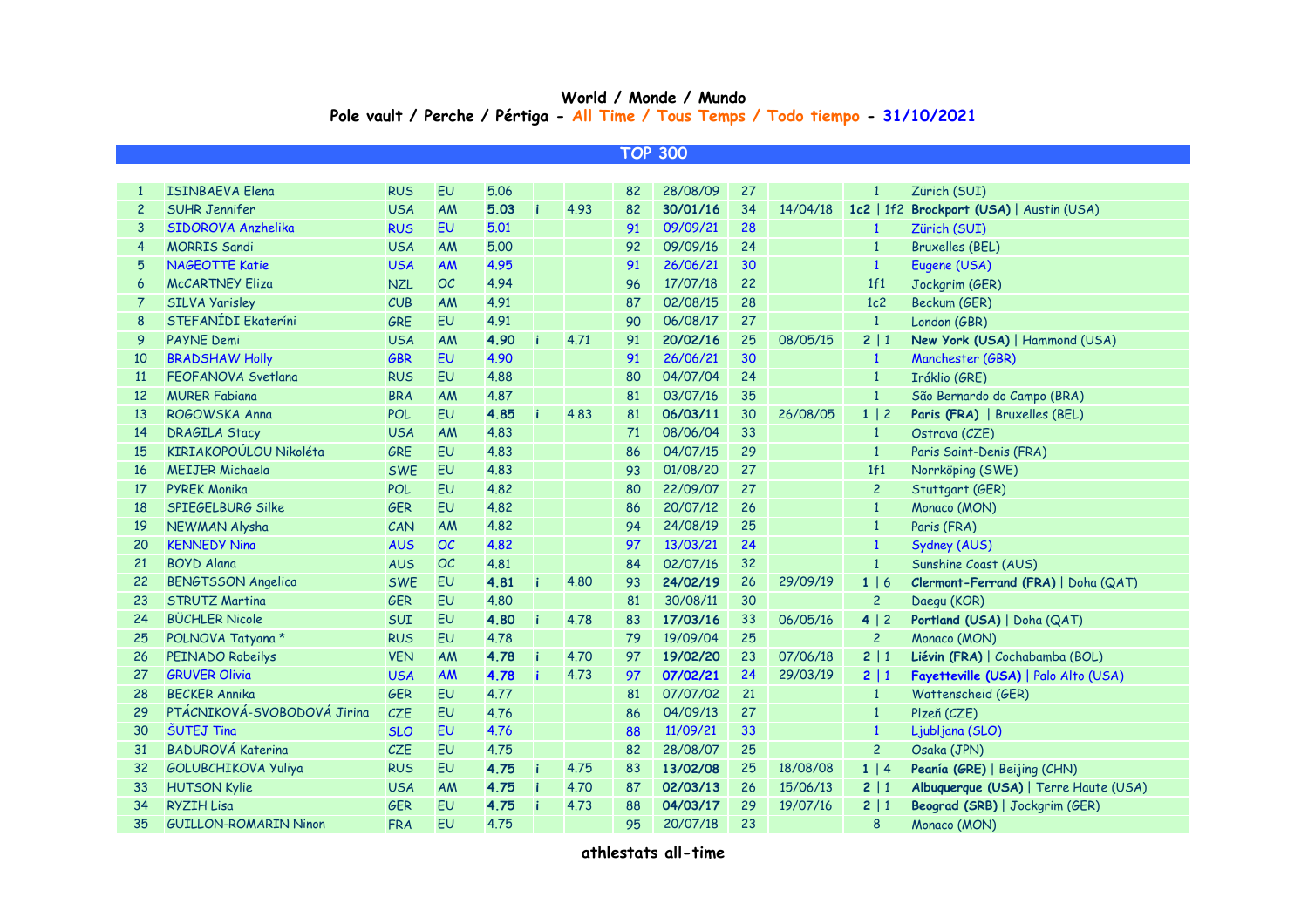**World / Monde / Mundo**

**Pole vault / Perche / Pértiga - All Time / Tous Temps / Todo tiempo - 31/10/2021**

**TOP 300**

| | | | | | | | | | | | | |
|---|---|---|---|---|---|---|---|---|---|---|---|---|
| 1 | ISINBAEVA Elena | RUS | EU | 5.06 | | | 82 | 28/08/09 | 27 | | 1 | Zürich (SUI) |
| 2 | SUHR Jennifer | USA | AM | **5.03** | **i** | 4.93 | 82 | **30/01/16** | 34 | 14/04/18 | **1c2** \| 1f2 | **Brockport (USA)** \| Austin (USA) |
| 3 | SIDOROVA Anzhelika | RUS | EU | 5.01 | | | 91 | 09/09/21 | 28 | | 1 | Zürich (SUI) |
| 4 | MORRIS Sandi | USA | AM | 5.00 | | | 92 | 09/09/16 | 24 | | 1 | Bruxelles (BEL) |
| 5 | NAGEOTTE Katie | USA | AM | 4.95 | | | 91 | 26/06/21 | 30 | | 1 | Eugene (USA) |
| 6 | McCARTNEY Eliza | NZL | OC | 4.94 | | | 96 | 17/07/18 | 22 | | 1f1 | Jockgrim (GER) |
| 7 | SILVA Yarisley | CUB | AM | 4.91 | | | 87 | 02/08/15 | 28 | | 1c2 | Beckum (GER) |
| 8 | STEFANÍDI Ekateríni | GRE | EU | 4.91 | | | 90 | 06/08/17 | 27 | | 1 | London (GBR) |
| 9 | PAYNE Demi | USA | AM | **4.90** | **i** | 4.71 | 91 | **20/02/16** | 25 | 08/05/15 | **2** \| 1 | **New York (USA)** \| Hammond (USA) |
| 10 | BRADSHAW Holly | GBR | EU | 4.90 | | | 91 | 26/06/21 | 30 | | 1 | Manchester (GBR) |
| 11 | FEOFANOVA Svetlana | RUS | EU | 4.88 | | | 80 | 04/07/04 | 24 | | 1 | Iráklio (GRE) |
| 12 | MURER Fabiana | BRA | AM | 4.87 | | | 81 | 03/07/16 | 35 | | 1 | São Bernardo do Campo (BRA) |
| 13 | ROGOWSKA Anna | POL | EU | **4.85** | **i** | 4.83 | 81 | **06/03/11** | 30 | 26/08/05 | **1** \| 2 | **Paris (FRA)** \| Bruxelles (BEL) |
| 14 | DRAGILA Stacy | USA | AM | 4.83 | | | 71 | 08/06/04 | 33 | | 1 | Ostrava (CZE) |
| 15 | KIRIAKOPOÚLOU Nikoléta | GRE | EU | 4.83 | | | 86 | 04/07/15 | 29 | | 1 | Paris Saint-Denis (FRA) |
| 16 | MEIJER Michaela | SWE | EU | 4.83 | | | 93 | 01/08/20 | 27 | | 1f1 | Norrköping (SWE) |
| 17 | PYREK Monika | POL | EU | 4.82 | | | 80 | 22/09/07 | 27 | | 2 | Stuttgart (GER) |
| 18 | SPIEGELBURG Silke | GER | EU | 4.82 | | | 86 | 20/07/12 | 26 | | 1 | Monaco (MON) |
| 19 | NEWMAN Alysha | CAN | AM | 4.82 | | | 94 | 24/08/19 | 25 | | 1 | Paris (FRA) |
| 20 | KENNEDY Nina | AUS | OC | 4.82 | | | 97 | 13/03/21 | 24 | | 1 | Sydney (AUS) |
| 21 | BOYD Alana | AUS | OC | 4.81 | | | 84 | 02/07/16 | 32 | | 1 | Sunshine Coast (AUS) |
| 22 | BENGTSSON Angelica | SWE | EU | **4.81** | **i** | 4.80 | 93 | **24/02/19** | 26 | 29/09/19 | **1** \| 6 | **Clermont-Ferrand (FRA)** \| Doha (QAT) |
| 23 | STRUTZ Martina | GER | EU | 4.80 | | | 81 | 30/08/11 | 30 | | 2 | Daegu (KOR) |
| 24 | BÜCHLER Nicole | SUI | EU | **4.80** | **i** | 4.78 | 83 | **17/03/16** | 33 | 06/05/16 | **4** \| 2 | **Portland (USA)** \| Doha (QAT) |
| 25 | POLNOVA Tatyana * | RUS | EU | 4.78 | | | 79 | 19/09/04 | 25 | | 2 | Monaco (MON) |
| 26 | PEINADO Robeilys | VEN | AM | **4.78** | **i** | 4.70 | 97 | **19/02/20** | 23 | 07/06/18 | **2** \| 1 | **Liévin (FRA)** \| Cochabamba (BOL) |
| 27 | GRUVER Olivia | USA | AM | **4.78** | **i** | 4.73 | 97 | **07/02/21** | 24 | 29/03/19 | **2** \| 1 | **Fayetteville (USA)** \| Palo Alto (USA) |
| 28 | BECKER Annika | GER | EU | 4.77 | | | 81 | 07/07/02 | 21 | | 1 | Wattenscheid (GER) |
| 29 | PTÁCNIKOVÁ-SVOBODOVÁ Jirina | CZE | EU | 4.76 | | | 86 | 04/09/13 | 27 | | 1 | Plzeň (CZE) |
| 30 | ŠUTEJ Tina | SLO | EU | 4.76 | | | 88 | 11/09/21 | 33 | | 1 | Ljubljana (SLO) |
| 31 | BADUROVÁ Katerina | CZE | EU | 4.75 | | | 82 | 28/08/07 | 25 | | 2 | Osaka (JPN) |
| 32 | GOLUBCHIKOVA Yuliya | RUS | EU | **4.75** | **i** | 4.75 | 83 | **13/02/08** | 25 | 18/08/08 | **1** \| 4 | **Peanía (GRE)** \| Beijing (CHN) |
| 33 | HUTSON Kylie | USA | AM | **4.75** | **i** | 4.70 | 87 | **02/03/13** | 26 | 15/06/13 | **2** \| 1 | **Albuquerque (USA)** \| Terre Haute (USA) |
| 34 | RYZIH Lisa | GER | EU | **4.75** | **i** | 4.73 | 88 | **04/03/17** | 29 | 19/07/16 | **2** \| 1 | **Beograd (SRB)** \| Jockgrim (GER) |
| 35 | GUILLON-ROMARIN Ninon | FRA | EU | 4.75 | | | 95 | 20/07/18 | 23 | | 8 | Monaco (MON) |

**athlestats all-time**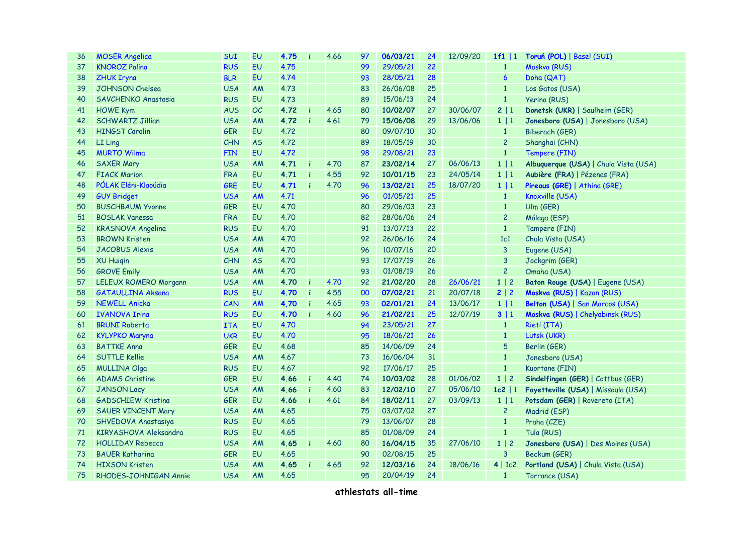| | | | | | | | | | | | | |
|---|---|---|---|---|---|---|---|---|---|---|---|---|
| 36 | MOSER Angelica | SUI | EU | **4.75** | i | 4.66 | 97 | **06/03/21** | 24 | 12/09/20 | **1f1** \| 1 | **Toruń (POL)** \| Basel (SUI) |
| 37 | KNOROZ Polina | RUS | EU | 4.75 | | | 99 | 29/05/21 | 22 | | 1 | Moskva (RUS) |
| 38 | ZHUK Iryna | BLR | EU | 4.74 | | | 93 | 28/05/21 | 28 | | 6 | Doha (QAT) |
| 39 | JOHNSON Chelsea | USA | AM | 4.73 | | | 83 | 26/06/08 | 25 | | 1 | Los Gatos (USA) |
| 40 | SAVCHENKO Anastasia | RUS | EU | 4.73 | | | 89 | 15/06/13 | 24 | | 1 | Yerino (RUS) |
| 41 | HOWE Kym | AUS | OC | **4.72** | i | 4.65 | 80 | **10/02/07** | 27 | 30/06/07 | **2** \| 1 | **Donetsk (UKR)** \| Saulheim (GER) |
| 42 | SCHWARTZ Jillian | USA | AM | **4.72** | i | 4.61 | 79 | **15/06/08** | 29 | 13/06/06 | **1** \| 1 | **Jonesboro (USA)** \| Jonesboro (USA) |
| 43 | HINGST Carolin | GER | EU | 4.72 | | | 80 | 09/07/10 | 30 | | 1 | Biberach (GER) |
| 44 | LI Ling | CHN | AS | 4.72 | | | 89 | 18/05/19 | 30 | | 2 | Shanghai (CHN) |
| 45 | MURTO Wilma | FIN | EU | 4.72 | | | 98 | 29/08/21 | 23 | | 1 | Tempere (FIN) |
| 46 | SAXER Mary | USA | AM | **4.71** | i | 4.70 | 87 | **23/02/14** | 27 | 06/06/13 | **1** \| 1 | **Albuquerque (USA)** \| Chula Vista (USA) |
| 47 | FIACK Marion | FRA | EU | **4.71** | i | 4.55 | 92 | **10/01/15** | 23 | 24/05/14 | **1** \| 1 | **Aubière (FRA)** \| Pézenas (FRA) |
| 48 | PÓLAK Eléni-Klaoúdia | GRE | EU | **4.71** | i | 4.70 | 96 | **13/02/21** | 25 | 18/07/20 | **1** \| 1 | **Pireaus (GRE)** \| Athina (GRE) |
| 49 | GUY Bridget | USA | AM | 4.71 | | | 96 | 01/05/21 | 25 | | 1 | Knoxville (USA) |
| 50 | BUSCHBAUM Yvonne | GER | EU | 4.70 | | | 80 | 29/06/03 | 23 | | 1 | Ulm (GER) |
| 51 | BOSLAK Vanessa | FRA | EU | 4.70 | | | 82 | 28/06/06 | 24 | | 2 | Málaga (ESP) |
| 52 | KRASNOVA Angelina | RUS | EU | 4.70 | | | 91 | 13/07/13 | 22 | | 1 | Tampere (FIN) |
| 53 | BROWN Kristen | USA | AM | 4.70 | | | 92 | 26/06/16 | 24 | | 1c1 | Chula Vista (USA) |
| 54 | JACOBUS Alexis | USA | AM | 4.70 | | | 96 | 10/07/16 | 20 | | 3 | Eugene (USA) |
| 55 | XU Huiqin | CHN | AS | 4.70 | | | 93 | 17/07/19 | 26 | | 3 | Jockgrim (GER) |
| 56 | GROVE Emily | USA | AM | 4.70 | | | 93 | 01/08/19 | 26 | | 2 | Omaha (USA) |
| 57 | LELEUX ROMERO Morgann | USA | AM | **4.70** | i | 4.70 | 92 | **21/02/20** | 28 | 26/06/21 | **1** \| 2 | **Baton Rouge (USA)** \| Eugene (USA) |
| 58 | GATAULLINA Aksana | RUS | EU | **4.70** | i | 4.55 | 00 | **07/02/21** | 21 | 20/07/18 | **2** \| 2 | **Moskva (RUS)** \| Kazan (RUS) |
| 59 | NEWELL Anicka | CAN | AM | **4,70** | i | 4.65 | 93 | **02/01/21** | 24 | 13/06/17 | **1** \| 1 | **Belton (USA)** \| San Marcos (USA) |
| 60 | IVANOVA Irina | RUS | EU | **4.70** | i | 4.60 | 96 | **21/02/21** | 25 | 12/07/19 | **3** \| 1 | **Moskva (RUS)** \| Chelyabinsk (RUS) |
| 61 | BRUNI Roberta | ITA | EU | 4.70 | | | 94 | 23/05/21 | 27 | | 1 | Rieti (ITA) |
| 62 | KYLYPKO Maryna | UKR | EU | 4.70 | | | 95 | 18/06/21 | 26 | | 1 | Lutsk (UKR) |
| 63 | BATTKE Anna | GER | EU | 4.68 | | | 85 | 14/06/09 | 24 | | 5 | Berlin (GER) |
| 64 | SUTTLE Kellie | USA | AM | 4.67 | | | 73 | 16/06/04 | 31 | | 1 | Jonesboro (USA) |
| 65 | MULLINA Olga | RUS | EU | 4.67 | | | 92 | 17/06/17 | 25 | | 1 | Kuortane (FIN) |
| 66 | ADAMS Christine | GER | EU | **4.66** | i | 4.40 | 74 | **10/03/02** | 28 | 01/06/02 | **1** \| 2 | **Sindelfingen (GER)** \| Cottbus (GER) |
| 67 | JANSON Lacy | USA | AM | **4.66** | i | 4.60 | 83 | **12/02/10** | 27 | 05/06/10 | **1c2** \| 1 | **Fayetteville (USA)** \| Missoula (USA) |
| 68 | GADSCHIEW Kristina | GER | EU | **4.66** | i | 4.61 | 84 | **18/02/11** | 27 | 03/09/13 | **1** \| 1 | **Potsdam (GER)** \| Rovereto (ITA) |
| 69 | SAUER VINCENT Mary | USA | AM | 4.65 | | | 75 | 03/07/02 | 27 | | 2 | Madrid (ESP) |
| 70 | SHVEDOVA Anastasiya | RUS | EU | 4.65 | | | 79 | 13/06/07 | 28 | | 1 | Praha (CZE) |
| 71 | KIRYASHOVA Aleksandra | RUS | EU | 4.65 | | | 85 | 01/08/09 | 24 | | 1 | Tula (RUS) |
| 72 | HOLLIDAY Rebecca | USA | AM | **4.65** | i | 4.60 | 80 | **16/04/15** | 35 | 27/06/10 | **1** \| 2 | **Jonesboro (USA)** \| Des Moines (USA) |
| 73 | BAUER Katharina | GER | EU | 4.65 | | | 90 | 02/08/15 | 25 | | 3 | Beckum (GER) |
| 74 | HIXSON Kristen | USA | AM | **4.65** | i | 4.65 | 92 | **12/03/16** | 24 | 18/06/16 | **4** \| 1c2 | **Portland (USA)** \| Chula Vista (USA) |
| 75 | RHODES-JOHNIGAN Annie | USA | AM | 4.65 | | | 95 | 20/04/19 | 24 | | 1 | Torrance (USA) |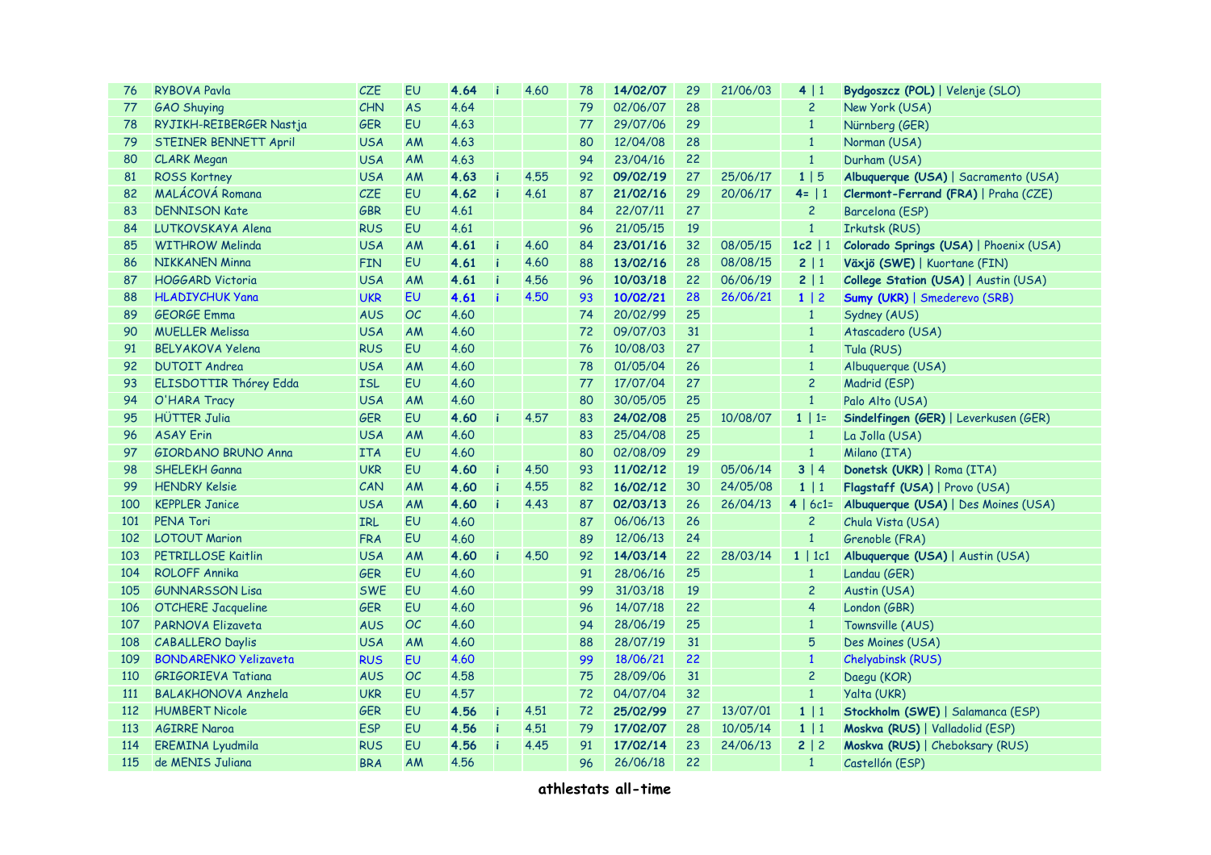| | | | | | | | | | | | | |
|---|---|---|---|---|---|---|---|---|---|---|---|---|
| 76 | RYBOVA Pavla | CZE | EU | **4.64** | i | 4.60 | 78 | **14/02/07** | 29 | 21/06/03 | **4** \| 1 | **Bydgoszcz (POL)** \| Velenje (SLO) |
| 77 | GAO Shuying | CHN | AS | 4.64 | | | 79 | 02/06/07 | 28 | | 2 | New York (USA) |
| 78 | RYJIKH-REIBERGER Nastja | GER | EU | 4.63 | | | 77 | 29/07/06 | 29 | | 1 | Nürnberg (GER) |
| 79 | STEINER BENNETT April | USA | AM | 4.63 | | | 80 | 12/04/08 | 28 | | 1 | Norman (USA) |
| 80 | CLARK Megan | USA | AM | 4.63 | | | 94 | 23/04/16 | 22 | | 1 | Durham (USA) |
| 81 | ROSS Kortney | USA | AM | **4.63** | i | 4.55 | 92 | **09/02/19** | 27 | 25/06/17 | **1** \| 5 | **Albuquerque (USA)** \| Sacramento (USA) |
| 82 | MALÁCOVÁ Romana | CZE | EU | **4.62** | i | 4.61 | 87 | **21/02/16** | 29 | 20/06/17 | **4=** \| 1 | **Clermont-Ferrand (FRA)** \| Praha (CZE) |
| 83 | DENNISON Kate | GBR | EU | 4.61 | | | 84 | 22/07/11 | 27 | | 2 | Barcelona (ESP) |
| 84 | LUTKOVSKAYA Alena | RUS | EU | 4.61 | | | 96 | 21/05/15 | 19 | | 1 | Irkutsk (RUS) |
| 85 | WITHROW Melinda | USA | AM | **4.61** | i | 4.60 | 84 | **23/01/16** | 32 | 08/05/15 | **1c2** \| 1 | **Colorado Springs (USA)** \| Phoenix (USA) |
| 86 | NIKKANEN Minna | FIN | EU | **4.61** | i | 4.60 | 88 | **13/02/16** | 28 | 08/08/15 | **2** \| 1 | **Växjö (SWE)** \| Kuortane (FIN) |
| 87 | HOGGARD Victoria | USA | AM | **4.61** | i | 4.56 | 96 | **10/03/18** | 22 | 06/06/19 | **2** \| 1 | **College Station (USA)** \| Austin (USA) |
| 88 | HLADIYCHUK Yana | UKR | EU | **4.61** | i | 4.50 | 93 | **10/02/21** | 28 | 26/06/21 | **1** \| 2 | **Sumy (UKR)** \| Smederevo (SRB) |
| 89 | GEORGE Emma | AUS | OC | 4.60 | | | 74 | 20/02/99 | 25 | | 1 | Sydney (AUS) |
| 90 | MUELLER Melissa | USA | AM | 4.60 | | | 72 | 09/07/03 | 31 | | 1 | Atascadero (USA) |
| 91 | BELYAKOVA Yelena | RUS | EU | 4.60 | | | 76 | 10/08/03 | 27 | | 1 | Tula (RUS) |
| 92 | DUTOIT Andrea | USA | AM | 4.60 | | | 78 | 01/05/04 | 26 | | 1 | Albuquerque (USA) |
| 93 | ELISDOTTIR Thórey Edda | ISL | EU | 4.60 | | | 77 | 17/07/04 | 27 | | 2 | Madrid (ESP) |
| 94 | O'HARA Tracy | USA | AM | 4.60 | | | 80 | 30/05/05 | 25 | | 1 | Palo Alto (USA) |
| 95 | HÜTTER Julia | GER | EU | **4.60** | i | 4.57 | 83 | **24/02/08** | 25 | 10/08/07 | **1** \| 1= | **Sindelfingen (GER)** \| Leverkusen (GER) |
| 96 | ASAY Erin | USA | AM | 4.60 | | | 83 | 25/04/08 | 25 | | 1 | La Jolla (USA) |
| 97 | GIORDANO BRUNO Anna | ITA | EU | 4.60 | | | 80 | 02/08/09 | 29 | | 1 | Milano (ITA) |
| 98 | SHELEKH Ganna | UKR | EU | **4.60** | i | 4.50 | 93 | **11/02/12** | 19 | 05/06/14 | **3** \| 4 | **Donetsk (UKR)** \| Roma (ITA) |
| 99 | HENDRY Kelsie | CAN | AM | **4.60** | i | 4.55 | 82 | **16/02/12** | 30 | 24/05/08 | **1** \| 1 | **Flagstaff (USA)** \| Provo (USA) |
| 100 | KEPPLER Janice | USA | AM | **4.60** | i | 4.43 | 87 | **02/03/13** | 26 | 26/04/13 | **4** \| 6c1= | **Albuquerque (USA)** \| Des Moines (USA) |
| 101 | PENA Tori | IRL | EU | 4.60 | | | 87 | 06/06/13 | 26 | | 2 | Chula Vista (USA) |
| 102 | LOTOUT Marion | FRA | EU | 4.60 | | | 89 | 12/06/13 | 24 | | 1 | Grenoble (FRA) |
| 103 | PETRILLOSE Kaitlin | USA | AM | **4.60** | i | 4.50 | 92 | **14/03/14** | 22 | 28/03/14 | **1** \| 1c1 | **Albuquerque (USA)** \| Austin (USA) |
| 104 | ROLOFF Annika | GER | EU | 4.60 | | | 91 | 28/06/16 | 25 | | 1 | Landau (GER) |
| 105 | GUNNARSSON Lisa | SWE | EU | 4.60 | | | 99 | 31/03/18 | 19 | | 2 | Austin (USA) |
| 106 | OTCHERE Jacqueline | GER | EU | 4.60 | | | 96 | 14/07/18 | 22 | | 4 | London (GBR) |
| 107 | PARNOVA Elizaveta | AUS | OC | 4.60 | | | 94 | 28/06/19 | 25 | | 1 | Townsville (AUS) |
| 108 | CABALLERO Daylis | USA | AM | 4.60 | | | 88 | 28/07/19 | 31 | | 5 | Des Moines (USA) |
| 109 | BONDARENKO Yelizaveta | RUS | EU | 4.60 | | | 99 | 18/06/21 | 22 | | 1 | Chelyabinsk (RUS) |
| 110 | GRIGORIEVA Tatiana | AUS | OC | 4.58 | | | 75 | 28/09/06 | 31 | | 2 | Daegu (KOR) |
| 111 | BALAKHONOVA Anzhela | UKR | EU | 4.57 | | | 72 | 04/07/04 | 32 | | 1 | Yalta (UKR) |
| 112 | HUMBERT Nicole | GER | EU | **4.56** | i | 4.51 | 72 | **25/02/99** | 27 | 13/07/01 | **1** \| 1 | **Stockholm (SWE)** \| Salamanca (ESP) |
| 113 | AGIRRE Naroa | ESP | EU | **4.56** | i | 4.51 | 79 | **17/02/07** | 28 | 10/05/14 | **1** \| 1 | **Moskva (RUS)** \| Valladolid (ESP) |
| 114 | EREMINA Lyudmila | RUS | EU | **4.56** | i | 4.45 | 91 | **17/02/14** | 23 | 24/06/13 | **2** \| 2 | **Moskva (RUS)** \| Cheboksary (RUS) |
| 115 | de MENIS Juliana | BRA | AM | 4.56 | | | 96 | 26/06/18 | 22 | | 1 | Castellón (ESP) |

**athlestats all-time**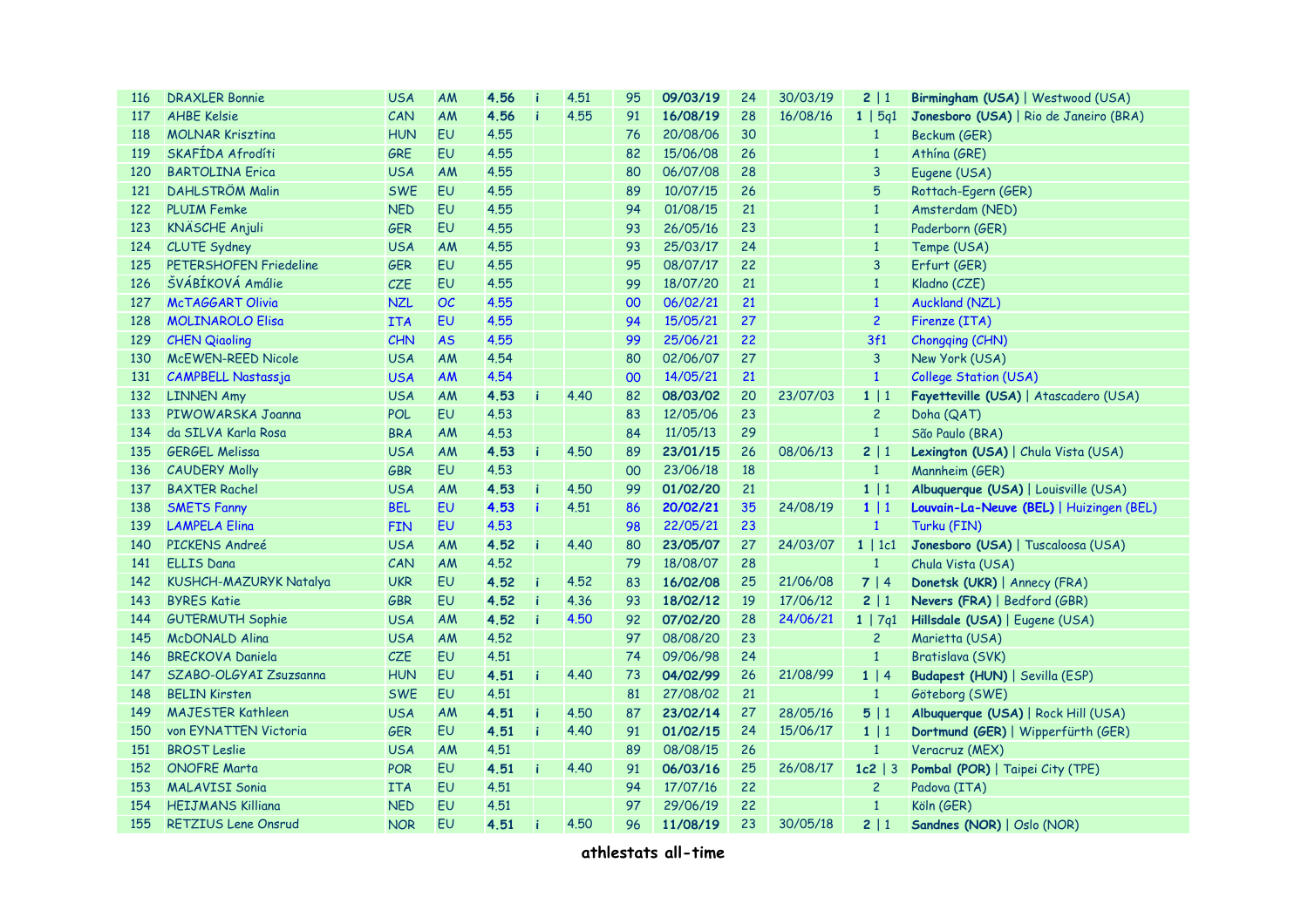| 116 | DRAXLER Bonnie | USA | AM | **4.56** | i | 4.51 | 95 | **09/03/19** | 24 | 30/03/19 | **2** \| 1 | **Birmingham (USA)** \| Westwood (USA) |
|---|---|---|---|---|---|---|---|---|---|---|---|---|
| 117 | AHBE Kelsie | CAN | AM | **4.56** | i | 4.55 | 91 | **16/08/19** | 28 | 16/08/16 | **1** \| 5q1 | **Jonesboro (USA)** \| Rio de Janeiro (BRA) |
| 118 | MOLNAR Krisztina | HUN | EU | 4.55 | | | 76 | 20/08/06 | 30 | | 1 | Beckum (GER) |
| 119 | SKAFÍDA Afrodíti | GRE | EU | 4.55 | | | 82 | 15/06/08 | 26 | | 1 | Athína (GRE) |
| 120 | BARTOLINA Erica | USA | AM | 4.55 | | | 80 | 06/07/08 | 28 | | 3 | Eugene (USA) |
| 121 | DAHLSTRÖM Malin | SWE | EU | 4.55 | | | 89 | 10/07/15 | 26 | | 5 | Rottach-Egern (GER) |
| 122 | PLUIM Femke | NED | EU | 4.55 | | | 94 | 01/08/15 | 21 | | 1 | Amsterdam (NED) |
| 123 | KNÄSCHE Anjuli | GER | EU | 4.55 | | | 93 | 26/05/16 | 23 | | 1 | Paderborn (GER) |
| 124 | CLUTE Sydney | USA | AM | 4.55 | | | 93 | 25/03/17 | 24 | | 1 | Tempe (USA) |
| 125 | PETERSHOFEN Friedeline | GER | EU | 4.55 | | | 95 | 08/07/17 | 22 | | 3 | Erfurt (GER) |
| 126 | ŠVÁBÍKOVÁ Amálie | CZE | EU | 4.55 | | | 99 | 18/07/20 | 21 | | 1 | Kladno (CZE) |
| 127 | McTAGGART Olivia | NZL | OC | 4.55 | | | 00 | 06/02/21 | 21 | | 1 | Auckland (NZL) |
| 128 | MOLINAROLO Elisa | ITA | EU | 4.55 | | | 94 | 15/05/21 | 27 | | 2 | Firenze (ITA) |
| 129 | CHEN Qiaoling | CHN | AS | 4.55 | | | 99 | 25/06/21 | 22 | | 3f1 | Chongqing (CHN) |
| 130 | McEWEN-REED Nicole | USA | AM | 4.54 | | | 80 | 02/06/07 | 27 | | 3 | New York (USA) |
| 131 | CAMPBELL Nastassja | USA | AM | 4.54 | | | 00 | 14/05/21 | 21 | | 1 | College Station (USA) |
| 132 | LINNEN Amy | USA | AM | **4.53** | i | 4.40 | 82 | **08/03/02** | 20 | 23/07/03 | **1** \| 1 | **Fayetteville (USA)** \| Atascadero (USA) |
| 133 | PIWOWARSKA Joanna | POL | EU | 4.53 | | | 83 | 12/05/06 | 23 | | 2 | Doha (QAT) |
| 134 | da SILVA Karla Rosa | BRA | AM | 4.53 | | | 84 | 11/05/13 | 29 | | 1 | São Paulo (BRA) |
| 135 | GERGEL Melissa | USA | AM | **4.53** | i | 4.50 | 89 | **23/01/15** | 26 | 08/06/13 | **2** \| 1 | **Lexington (USA)** \| Chula Vista (USA) |
| 136 | CAUDERY Molly | GBR | EU | 4.53 | | | 00 | 23/06/18 | 18 | | 1 | Mannheim (GER) |
| 137 | BAXTER Rachel | USA | AM | **4.53** | i | 4.50 | 99 | **01/02/20** | 21 | | **1** \| 1 | **Albuquerque (USA)** \| Louisville (USA) |
| 138 | SMETS Fanny | BEL | EU | **4.53** | i | 4.51 | 86 | **20/02/21** | 35 | 24/08/19 | **1** \| 1 | **Louvain-La-Neuve (BEL)** \| Huizingen (BEL) |
| 139 | LAMPELA Elina | FIN | EU | 4.53 | | | 98 | 22/05/21 | 23 | | 1 | Turku (FIN) |
| 140 | PICKENS Andreé | USA | AM | **4.52** | i | 4.40 | 80 | **23/05/07** | 27 | 24/03/07 | **1** \| 1c1 | **Jonesboro (USA)** \| Tuscaloosa (USA) |
| 141 | ELLIS Dana | CAN | AM | 4.52 | | | 79 | 18/08/07 | 28 | | 1 | Chula Vista (USA) |
| 142 | KUSHCH-MAZURYK Natalya | UKR | EU | **4.52** | i | 4.52 | 83 | **16/02/08** | 25 | 21/06/08 | **7** \| 4 | **Donetsk (UKR)** \| Annecy (FRA) |
| 143 | BYRES Katie | GBR | EU | **4.52** | i | 4.36 | 93 | **18/02/12** | 19 | 17/06/12 | **2** \| 1 | **Nevers (FRA)** \| Bedford (GBR) |
| 144 | GUTERMUTH Sophie | USA | AM | **4.52** | i | 4.50 | 92 | **07/02/20** | 28 | 24/06/21 | **1** \| 7q1 | **Hillsdale (USA)** \| Eugene (USA) |
| 145 | McDONALD Alina | USA | AM | 4.52 | | | 97 | 08/08/20 | 23 | | 2 | Marietta (USA) |
| 146 | BRECKOVA Daniela | CZE | EU | 4.51 | | | 74 | 09/06/98 | 24 | | 1 | Bratislava (SVK) |
| 147 | SZABO-OLGYAI Zsuzsanna | HUN | EU | **4.51** | i | 4.40 | 73 | **04/02/99** | 26 | 21/08/99 | **1** \| 4 | **Budapest (HUN)** \| Sevilla (ESP) |
| 148 | BELIN Kirsten | SWE | EU | 4.51 | | | 81 | 27/08/02 | 21 | | 1 | Göteborg (SWE) |
| 149 | MAJESTER Kathleen | USA | AM | **4.51** | i | 4.50 | 87 | **23/02/14** | 27 | 28/05/16 | **5** \| 1 | **Albuquerque (USA)** \| Rock Hill (USA) |
| 150 | von EYNATTEN Victoria | GER | EU | **4.51** | i | 4.40 | 91 | **01/02/15** | 24 | 15/06/17 | **1** \| 1 | **Dortmund (GER)** \| Wipperfürth (GER) |
| 151 | BROST Leslie | USA | AM | 4.51 | | | 89 | 08/08/15 | 26 | | 1 | Veracruz (MEX) |
| 152 | ONOFRE Marta | POR | EU | **4.51** | i | 4.40 | 91 | **06/03/16** | 25 | 26/08/17 | **1c2** \| 3 | **Pombal (POR)** \| Taipei City (TPE) |
| 153 | MALAVISI Sonia | ITA | EU | 4.51 | | | 94 | 17/07/16 | 22 | | 2 | Padova (ITA) |
| 154 | HEIJMANS Killiana | NED | EU | 4.51 | | | 97 | 29/06/19 | 22 | | 1 | Köln (GER) |
| 155 | RETZIUS Lene Onsrud | NOR | EU | **4.51** | i | 4.50 | 96 | **11/08/19** | 23 | 30/05/18 | **2** \| 1 | **Sandnes (NOR)** \| Oslo (NOR) |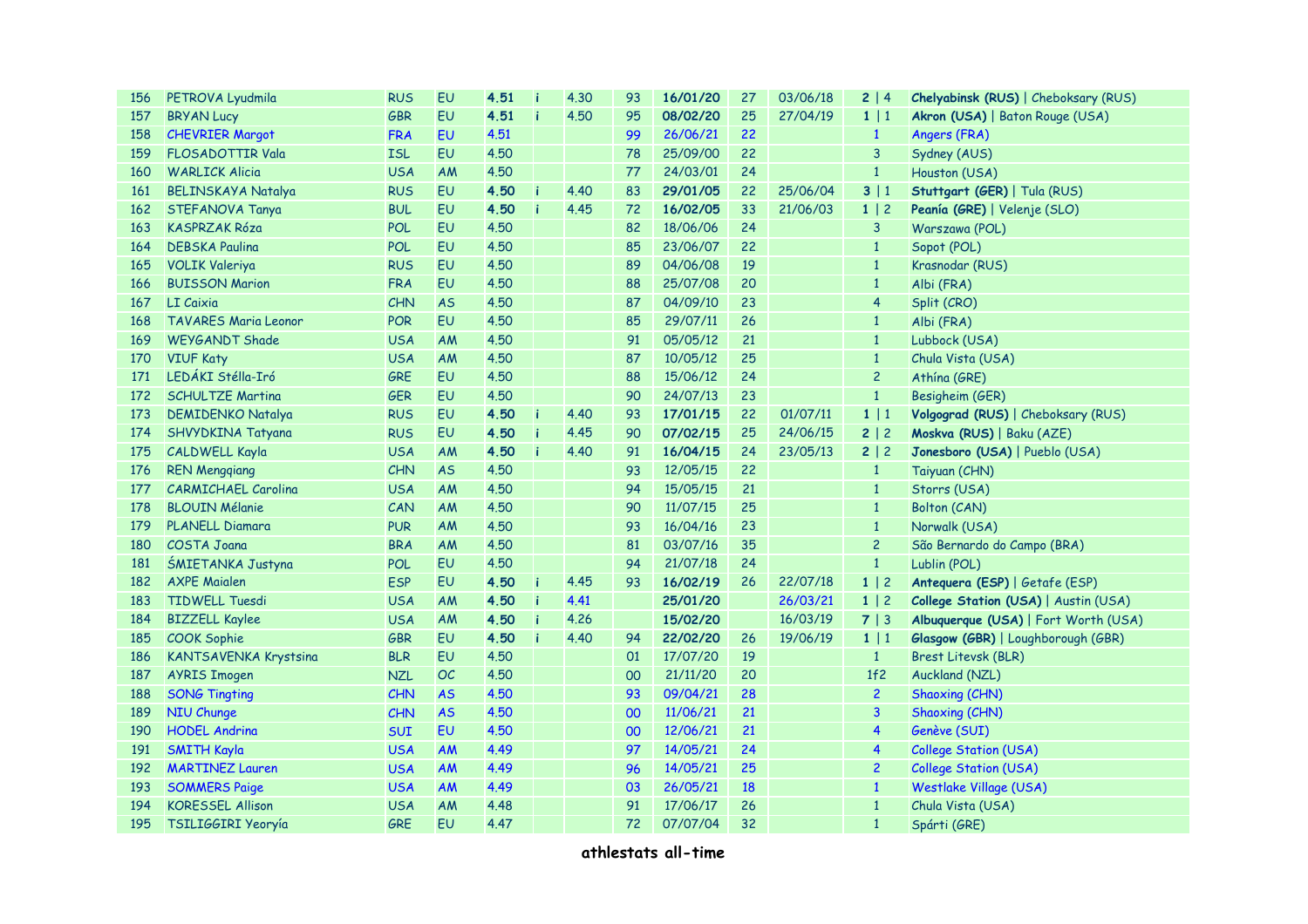| | | | | | | | | | | | | |
|---|---|---|---|---|---|---|---|---|---|---|---|---|
| 156 | PETROVA Lyudmila | RUS | EU | **4.51** | i | 4.30 | 93 | **16/01/20** | 27 | 03/06/18 | **2** \| 4 | **Chelyabinsk (RUS)** \| Cheboksary (RUS) |
| 157 | BRYAN Lucy | GBR | EU | **4.51** | i | 4.50 | 95 | **08/02/20** | 25 | 27/04/19 | **1** \| 1 | **Akron (USA)** \| Baton Rouge (USA) |
| 158 | CHEVRIER Margot | FRA | EU | 4.51 | | | 99 | 26/06/21 | 22 | | 1 | Angers (FRA) |
| 159 | FLOSADOTTIR Vala | ISL | EU | 4.50 | | | 78 | 25/09/00 | 22 | | 3 | Sydney (AUS) |
| 160 | WARLICK Alicia | USA | AM | 4.50 | | | 77 | 24/03/01 | 24 | | 1 | Houston (USA) |
| 161 | BELINSKAYA Natalya | RUS | EU | **4.50** | i | 4.40 | 83 | **29/01/05** | 22 | 25/06/04 | **3** \| 1 | **Stuttgart (GER)** \| Tula (RUS) |
| 162 | STEFANOVA Tanya | BUL | EU | **4.50** | i | 4.45 | 72 | **16/02/05** | 33 | 21/06/03 | **1** \| 2 | **Peanía (GRE)** \| Velenje (SLO) |
| 163 | KASPRZAK Róza | POL | EU | 4.50 | | | 82 | 18/06/06 | 24 | | 3 | Warszawa (POL) |
| 164 | DEBSKA Paulina | POL | EU | 4.50 | | | 85 | 23/06/07 | 22 | | 1 | Sopot (POL) |
| 165 | VOLIK Valeriya | RUS | EU | 4.50 | | | 89 | 04/06/08 | 19 | | 1 | Krasnodar (RUS) |
| 166 | BUISSON Marion | FRA | EU | 4.50 | | | 88 | 25/07/08 | 20 | | 1 | Albi (FRA) |
| 167 | LI Caixia | CHN | AS | 4.50 | | | 87 | 04/09/10 | 23 | | 4 | Split (CRO) |
| 168 | TAVARES Maria Leonor | POR | EU | 4.50 | | | 85 | 29/07/11 | 26 | | 1 | Albi (FRA) |
| 169 | WEYGANDT Shade | USA | AM | 4.50 | | | 91 | 05/05/12 | 21 | | 1 | Lubbock (USA) |
| 170 | VIUF Katy | USA | AM | 4.50 | | | 87 | 10/05/12 | 25 | | 1 | Chula Vista (USA) |
| 171 | LEDÁKI Stélla-Iró | GRE | EU | 4.50 | | | 88 | 15/06/12 | 24 | | 2 | Athína (GRE) |
| 172 | SCHULTZE Martina | GER | EU | 4.50 | | | 90 | 24/07/13 | 23 | | 1 | Besigheim (GER) |
| 173 | DEMIDENKO Natalya | RUS | EU | **4.50** | i | 4.40 | 93 | **17/01/15** | 22 | 01/07/11 | **1** \| 1 | **Volgograd (RUS)** \| Cheboksary (RUS) |
| 174 | SHVYDKINA Tatyana | RUS | EU | **4.50** | i | 4.45 | 90 | **07/02/15** | 25 | 24/06/15 | **2** \| 2 | **Moskva (RUS)** \| Baku (AZE) |
| 175 | CALDWELL Kayla | USA | AM | **4.50** | i | 4.40 | 91 | **16/04/15** | 24 | 23/05/13 | **2** \| 2 | **Jonesboro (USA)** \| Pueblo (USA) |
| 176 | REN Mengqiang | CHN | AS | 4.50 | | | 93 | 12/05/15 | 22 | | 1 | Taiyuan (CHN) |
| 177 | CARMICHAEL Carolina | USA | AM | 4.50 | | | 94 | 15/05/15 | 21 | | 1 | Storrs (USA) |
| 178 | BLOUIN Mélanie | CAN | AM | 4.50 | | | 90 | 11/07/15 | 25 | | 1 | Bolton (CAN) |
| 179 | PLANELL Diamara | PUR | AM | 4.50 | | | 93 | 16/04/16 | 23 | | 1 | Norwalk (USA) |
| 180 | COSTA Joana | BRA | AM | 4.50 | | | 81 | 03/07/16 | 35 | | 2 | São Bernardo do Campo (BRA) |
| 181 | ŚMIETANKA Justyna | POL | EU | 4.50 | | | 94 | 21/07/18 | 24 | | 1 | Lublin (POL) |
| 182 | AXPE Maialen | ESP | EU | **4.50** | i | 4.45 | 93 | **16/02/19** | 26 | 22/07/18 | **1** \| 2 | **Antequera (ESP)** \| Getafe (ESP) |
| 183 | TIDWELL Tuesdi | USA | AM | **4.50** | i | 4.41 | | **25/01/20** | | 26/03/21 | **1** \| 2 | **College Station (USA)** \| Austin (USA) |
| 184 | BIZZELL Kaylee | USA | AM | **4.50** | i | 4.26 | | **15/02/20** | | 16/03/19 | **7** \| 3 | **Albuquerque (USA)** \| Fort Worth (USA) |
| 185 | COOK Sophie | GBR | EU | **4.50** | i | 4.40 | 94 | **22/02/20** | 26 | 19/06/19 | **1** \| 1 | **Glasgow (GBR)** \| Loughborough (GBR) |
| 186 | KANTSAVENKA Krystsina | BLR | EU | 4.50 | | | 01 | 17/07/20 | 19 | | 1 | Brest Litevsk (BLR) |
| 187 | AYRIS Imogen | NZL | OC | 4.50 | | | 00 | 21/11/20 | 20 | | 1f2 | Auckland (NZL) |
| 188 | SONG Tingting | CHN | AS | 4.50 | | | 93 | 09/04/21 | 28 | | 2 | Shaoxing (CHN) |
| 189 | NIU Chunge | CHN | AS | 4.50 | | | 00 | 11/06/21 | 21 | | 3 | Shaoxing (CHN) |
| 190 | HODEL Andrina | SUI | EU | 4.50 | | | 00 | 12/06/21 | 21 | | 4 | Genève (SUI) |
| 191 | SMITH Kayla | USA | AM | 4.49 | | | 97 | 14/05/21 | 24 | | 4 | College Station (USA) |
| 192 | MARTINEZ Lauren | USA | AM | 4.49 | | | 96 | 14/05/21 | 25 | | 2 | College Station (USA) |
| 193 | SOMMERS Paige | USA | AM | 4.49 | | | 03 | 26/05/21 | 18 | | 1 | Westlake Village (USA) |
| 194 | KORESSEL Allison | USA | AM | 4.48 | | | 91 | 17/06/17 | 26 | | 1 | Chula Vista (USA) |
| 195 | TSILIGGIRI Yeoryía | GRE | EU | 4.47 | | | 72 | 07/07/04 | 32 | | 1 | Spárti (GRE) |

**athlestats all-time**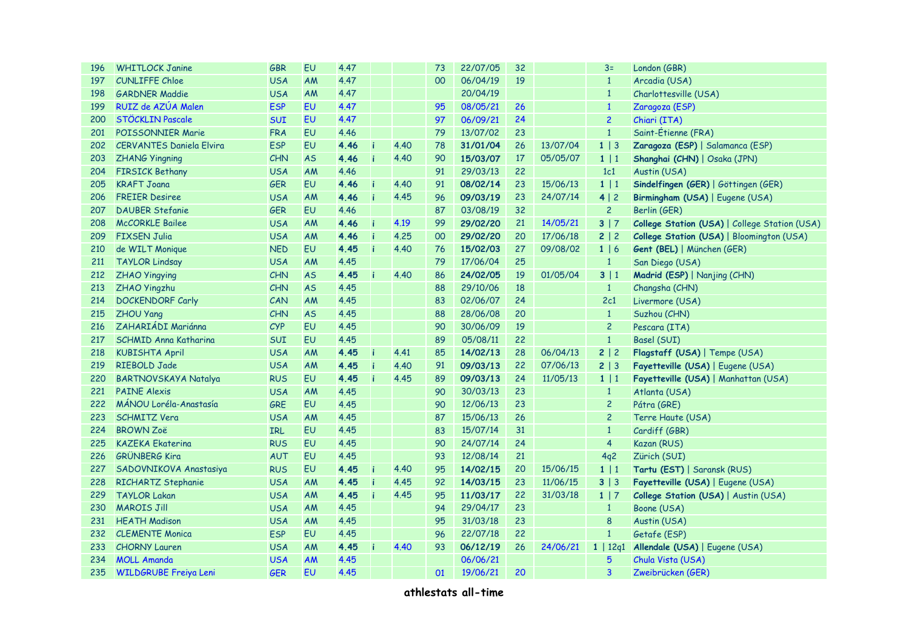| | | | | | | | | | | | | |
|---|---|---|---|---|---|---|---|---|---|---|---|---|
| 196 | WHITLOCK Janine | GBR | EU | 4.47 | | | 73 | 22/07/05 | 32 | | 3= | London (GBR) |
| 197 | CUNLIFFE Chloe | USA | AM | 4.47 | | | 00 | 06/04/19 | 19 | | 1 | Arcadia (USA) |
| 198 | GARDNER Maddie | USA | AM | 4.47 | | | | 20/04/19 | | | 1 | Charlottesville (USA) |
| 199 | RUIZ de AZÚA Malen | ESP | EU | 4.47 | | | 95 | 08/05/21 | 26 | | 1 | Zaragoza (ESP) |
| 200 | STÖCKLIN Pascale | SUI | EU | 4.47 | | | 97 | 06/09/21 | 24 | | 2 | Chiari (ITA) |
| 201 | POISSONNIER Marie | FRA | EU | 4.46 | | | 79 | 13/07/02 | 23 | | 1 | Saint-Étienne (FRA) |
| 202 | CERVANTES Daniela Elvira | ESP | EU | **4.46** | i | 4.40 | 78 | **31/01/04** | 26 | 13/07/04 | **1** \| 3 | **Zaragoza (ESP)** \| Salamanca (ESP) |
| 203 | ZHANG Yingning | CHN | AS | **4.46** | i | 4.40 | 90 | **15/03/07** | 17 | 05/05/07 | **1** \| 1 | **Shanghai (CHN)** \| Osaka (JPN) |
| 204 | FIRSICK Bethany | USA | AM | 4.46 | | | 91 | 29/03/13 | 22 | | 1c1 | Austin (USA) |
| 205 | KRAFT Joana | GER | EU | **4.46** | i | 4.40 | 91 | **08/02/14** | 23 | 15/06/13 | **1** \| 1 | **Sindelfingen (GER)** \| Göttingen (GER) |
| 206 | FREIER Desiree | USA | AM | **4.46** | i | 4.45 | 96 | **09/03/19** | 23 | 24/07/14 | **4** \| 2 | **Birmingham (USA)** \| Eugene (USA) |
| 207 | DAUBER Stefanie | GER | EU | 4.46 | | | 87 | 03/08/19 | 32 | | 2 | Berlin (GER) |
| 208 | McCORKLE Bailee | USA | AM | **4.46** | i | 4.19 | 99 | **29/02/20** | 21 | 14/05/21 | **3** \| 7 | **College Station (USA)** \| College Station (USA) |
| 209 | FIXSEN Julia | USA | AM | **4.46** | i | 4.25 | 00 | **29/02/20** | 20 | 17/06/18 | **2** \| 2 | **College Station (USA)** \| Bloomington (USA) |
| 210 | de WILT Monique | NED | EU | **4.45** | i | 4.40 | 76 | **15/02/03** | 27 | 09/08/02 | **1** \| 6 | **Gent (BEL)** \| München (GER) |
| 211 | TAYLOR Lindsay | USA | AM | 4.45 | | | 79 | 17/06/04 | 25 | | 1 | San Diego (USA) |
| 212 | ZHAO Yingying | CHN | AS | **4.45** | i | 4.40 | 86 | **24/02/05** | 19 | 01/05/04 | **3** \| 1 | **Madrid (ESP)** \| Nanjing (CHN) |
| 213 | ZHAO Yingzhu | CHN | AS | 4.45 | | | 88 | 29/10/06 | 18 | | 1 | Changsha (CHN) |
| 214 | DOCKENDORF Carly | CAN | AM | 4.45 | | | 83 | 02/06/07 | 24 | | 2c1 | Livermore (USA) |
| 215 | ZHOU Yang | CHN | AS | 4.45 | | | 88 | 28/06/08 | 20 | | 1 | Suzhou (CHN) |
| 216 | ZAHARIÁDI Mariánna | CYP | EU | 4.45 | | | 90 | 30/06/09 | 19 | | 2 | Pescara (ITA) |
| 217 | SCHMID Anna Katharina | SUI | EU | 4.45 | | | 89 | 05/08/11 | 22 | | 1 | Basel (SUI) |
| 218 | KUBISHTA April | USA | AM | **4.45** | i | 4.41 | 85 | **14/02/13** | 28 | 06/04/13 | **2** \| 2 | **Flagstaff (USA)** \| Tempe (USA) |
| 219 | RIEBOLD Jade | USA | AM | **4.45** | i | 4.40 | 91 | **09/03/13** | 22 | 07/06/13 | **2** \| 3 | **Fayetteville (USA)** \| Eugene (USA) |
| 220 | BARTNOVSKAYA Natalya | RUS | EU | **4.45** | i | 4.45 | 89 | **09/03/13** | 24 | 11/05/13 | **1** \| 1 | **Fayetteville (USA)** \| Manhattan (USA) |
| 221 | PAINE Alexis | USA | AM | 4.45 | | | 90 | 30/03/13 | 23 | | 1 | Atlanta (USA) |
| 222 | MÁNOU Loréla-Anastasía | GRE | EU | 4.45 | | | 90 | 12/06/13 | 23 | | 2 | Pátra (GRE) |
| 223 | SCHMITZ Vera | USA | AM | 4.45 | | | 87 | 15/06/13 | 26 | | 2 | Terre Haute (USA) |
| 224 | BROWN Zoë | IRL | EU | 4.45 | | | 83 | 15/07/14 | 31 | | 1 | Cardiff (GBR) |
| 225 | KAZEKA Ekaterina | RUS | EU | 4.45 | | | 90 | 24/07/14 | 24 | | 4 | Kazan (RUS) |
| 226 | GRÜNBERG Kira | AUT | EU | 4.45 | | | 93 | 12/08/14 | 21 | | 4q2 | Zürich (SUI) |
| 227 | SADOVNIKOVA Anastasiya | RUS | EU | **4.45** | i | 4.40 | 95 | **14/02/15** | 20 | 15/06/15 | **1** \| 1 | **Tartu (EST)** \| Saransk (RUS) |
| 228 | RICHARTZ Stephanie | USA | AM | **4.45** | i | 4.45 | 92 | **14/03/15** | 23 | 11/06/15 | **3** \| 3 | **Fayetteville (USA)** \| Eugene (USA) |
| 229 | TAYLOR Lakan | USA | AM | **4.45** | i | 4.45 | 95 | **11/03/17** | 22 | 31/03/18 | **1** \| 7 | **College Station (USA)** \| Austin (USA) |
| 230 | MAROIS Jill | USA | AM | 4.45 | | | 94 | 29/04/17 | 23 | | 1 | Boone (USA) |
| 231 | HEATH Madison | USA | AM | 4.45 | | | 95 | 31/03/18 | 23 | | 8 | Austin (USA) |
| 232 | CLEMENTE Monica | ESP | EU | 4.45 | | | 96 | 22/07/18 | 22 | | 1 | Getafe (ESP) |
| 233 | CHORNY Lauren | USA | AM | **4.45** | i | 4.40 | 93 | **06/12/19** | 26 | 24/06/21 | **1** \| 12q1 | **Allendale (USA)** \| Eugene (USA) |
| 234 | MOLL Amanda | USA | AM | 4.45 | | | | 06/06/21 | | | 5 | Chula Vista (USA) |
| 235 | WILDGRUBE Freiya Leni | GER | EU | 4.45 | | | 01 | 19/06/21 | 20 | | 3 | Zweibrücken (GER) |

**athlestats all-time**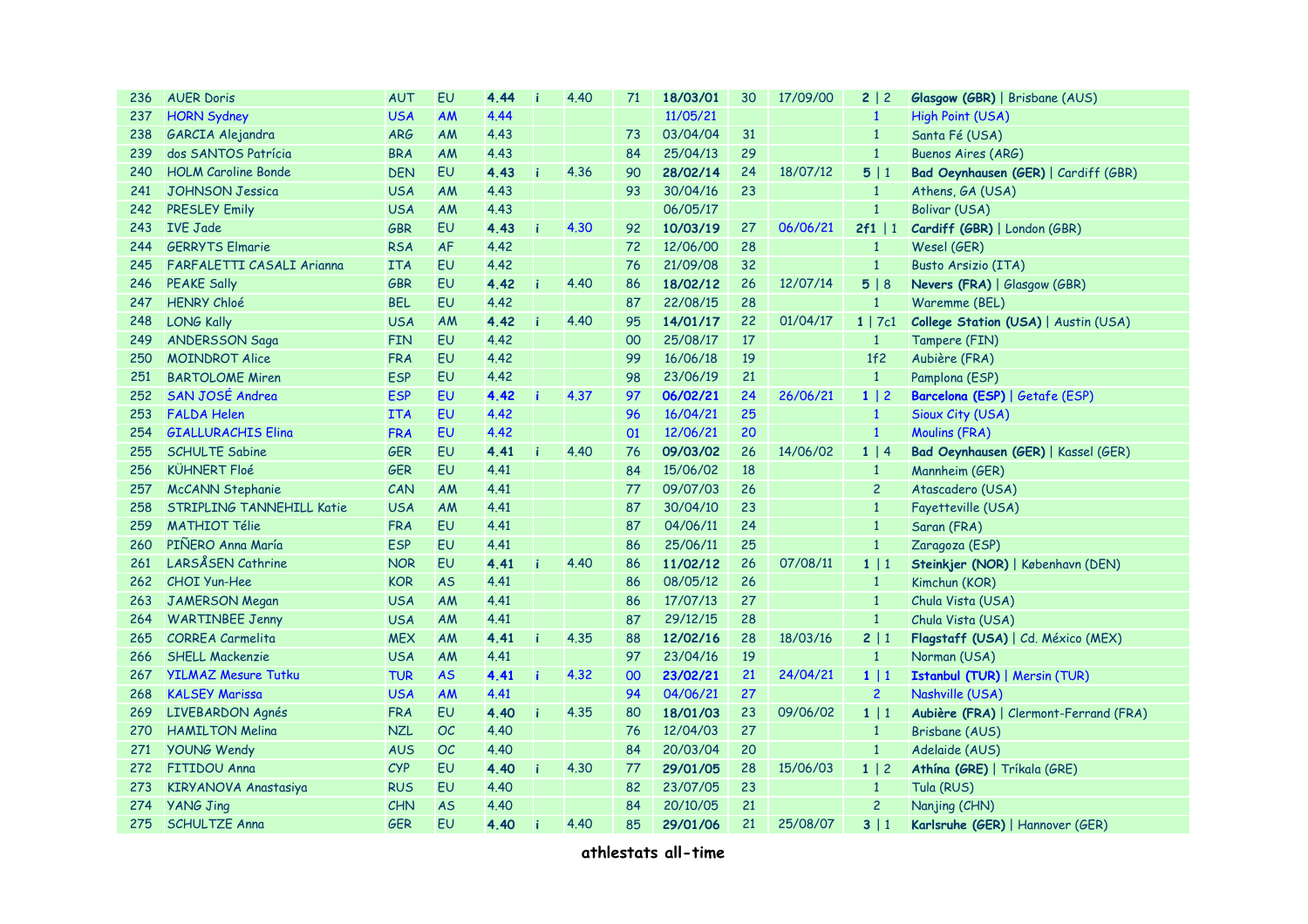| 236 | AUER Doris | AUT | EU | **4.44** | i | 4.40 | 71 | **18/03/01** | 30 | 17/09/00 | **2** \| 2 | **Glasgow (GBR)** \| Brisbane (AUS) |
|---|---|---|---|---|---|---|---|---|---|---|---|---|
| 237 | HORN Sydney | USA | AM | 4.44 | | | | 11/05/21 | | | 1 | High Point (USA) |
| 238 | GARCIA Alejandra | ARG | AM | 4.43 | | | 73 | 03/04/04 | 31 | | 1 | Santa Fé (USA) |
| 239 | dos SANTOS Patrícia | BRA | AM | 4.43 | | | 84 | 25/04/13 | 29 | | 1 | Buenos Aires (ARG) |
| 240 | HOLM Caroline Bonde | DEN | EU | **4.43** | i | 4.36 | 90 | **28/02/14** | 24 | 18/07/12 | **5** \| 1 | **Bad Oeynhausen (GER)** \| Cardiff (GBR) |
| 241 | JOHNSON Jessica | USA | AM | 4.43 | | | 93 | 30/04/16 | 23 | | 1 | Athens, GA (USA) |
| 242 | PRESLEY Emily | USA | AM | 4.43 | | | | 06/05/17 | | | 1 | Bolivar (USA) |
| 243 | IVE Jade | GBR | EU | **4.43** | i | 4.30 | 92 | **10/03/19** | 27 | 06/06/21 | **2f1** \| 1 | **Cardiff (GBR)** \| London (GBR) |
| 244 | GERRYTS Elmarie | RSA | AF | 4.42 | | | 72 | 12/06/00 | 28 | | 1 | Wesel (GER) |
| 245 | FARFALETTI CASALI Arianna | ITA | EU | 4.42 | | | 76 | 21/09/08 | 32 | | 1 | Busto Arsizio (ITA) |
| 246 | PEAKE Sally | GBR | EU | **4.42** | i | 4.40 | 86 | **18/02/12** | 26 | 12/07/14 | **5** \| 8 | **Nevers (FRA)** \| Glasgow (GBR) |
| 247 | HENRY Chloé | BEL | EU | 4.42 | | | 87 | 22/08/15 | 28 | | 1 | Waremme (BEL) |
| 248 | LONG Kally | USA | AM | **4.42** | i | 4.40 | 95 | **14/01/17** | 22 | 01/04/17 | **1** \| 7c1 | **College Station (USA)** \| Austin (USA) |
| 249 | ANDERSSON Saga | FIN | EU | 4.42 | | | 00 | 25/08/17 | 17 | | 1 | Tampere (FIN) |
| 250 | MOINDROT Alice | FRA | EU | 4.42 | | | 99 | 16/06/18 | 19 | | 1f2 | Aubière (FRA) |
| 251 | BARTOLOME Miren | ESP | EU | 4.42 | | | 98 | 23/06/19 | 21 | | 1 | Pamplona (ESP) |
| 252 | SAN JOSÉ Andrea | ESP | EU | **4.42** | i | 4.37 | 97 | **06/02/21** | 24 | 26/06/21 | **1** \| 2 | **Barcelona (ESP)** \| Getafe (ESP) |
| 253 | FALDA Helen | ITA | EU | 4.42 | | | 96 | 16/04/21 | 25 | | 1 | Sioux City (USA) |
| 254 | GIALLURACHIS Elina | FRA | EU | 4.42 | | | 01 | 12/06/21 | 20 | | 1 | Moulins (FRA) |
| 255 | SCHULTE Sabine | GER | EU | **4.41** | i | 4.40 | 76 | **09/03/02** | 26 | 14/06/02 | **1** \| 4 | **Bad Oeynhausen (GER)** \| Kassel (GER) |
| 256 | KÜHNERT Floé | GER | EU | 4.41 | | | 84 | 15/06/02 | 18 | | 1 | Mannheim (GER) |
| 257 | McCANN Stephanie | CAN | AM | 4.41 | | | 77 | 09/07/03 | 26 | | 2 | Atascadero (USA) |
| 258 | STRIPLING TANNEHILL Katie | USA | AM | 4.41 | | | 87 | 30/04/10 | 23 | | 1 | Fayetteville (USA) |
| 259 | MATHIOT Télie | FRA | EU | 4.41 | | | 87 | 04/06/11 | 24 | | 1 | Saran (FRA) |
| 260 | PIÑERO Anna María | ESP | EU | 4.41 | | | 86 | 25/06/11 | 25 | | 1 | Zaragoza (ESP) |
| 261 | LARSÅSEN Cathrine | NOR | EU | **4.41** | i | 4.40 | 86 | **11/02/12** | 26 | 07/08/11 | **1** \| 1 | **Steinkjer (NOR)** \| København (DEN) |
| 262 | CHOI Yun-Hee | KOR | AS | 4.41 | | | 86 | 08/05/12 | 26 | | 1 | Kimchun (KOR) |
| 263 | JAMERSON Megan | USA | AM | 4.41 | | | 86 | 17/07/13 | 27 | | 1 | Chula Vista (USA) |
| 264 | WARTINBEE Jenny | USA | AM | 4.41 | | | 87 | 29/12/15 | 28 | | 1 | Chula Vista (USA) |
| 265 | CORREA Carmelita | MEX | AM | **4.41** | i | 4.35 | 88 | **12/02/16** | 28 | 18/03/16 | **2** \| 1 | **Flagstaff (USA)** \| Cd. México (MEX) |
| 266 | SHELL Mackenzie | USA | AM | 4.41 | | | 97 | 23/04/16 | 19 | | 1 | Norman (USA) |
| 267 | YILMAZ Mesure Tutku | TUR | AS | **4.41** | i | 4.32 | 00 | **23/02/21** | 21 | 24/04/21 | **1** \| 1 | **Istanbul (TUR)** \| Mersin (TUR) |
| 268 | KALSEY Marissa | USA | AM | 4.41 | | | 94 | 04/06/21 | 27 | | 2 | Nashville (USA) |
| 269 | LIVEBARDON Agnés | FRA | EU | **4.40** | i | 4.35 | 80 | **18/01/03** | 23 | 09/06/02 | **1** \| 1 | **Aubière (FRA)** \| Clermont-Ferrand (FRA) |
| 270 | HAMILTON Melina | NZL | OC | 4.40 | | | 76 | 12/04/03 | 27 | | 1 | Brisbane (AUS) |
| 271 | YOUNG Wendy | AUS | OC | 4.40 | | | 84 | 20/03/04 | 20 | | 1 | Adelaide (AUS) |
| 272 | FITIDOU Anna | CYP | EU | **4.40** | i | 4.30 | 77 | **29/01/05** | 28 | 15/06/03 | **1** \| 2 | **Athína (GRE)** \| Tríkala (GRE) |
| 273 | KIRYANOVA Anastasiya | RUS | EU | 4.40 | | | 82 | 23/07/05 | 23 | | 1 | Tula (RUS) |
| 274 | YANG Jing | CHN | AS | 4.40 | | | 84 | 20/10/05 | 21 | | 2 | Nanjing (CHN) |
| 275 | SCHULTZE Anna | GER | EU | **4.40** | i | 4.40 | 85 | **29/01/06** | 21 | 25/08/07 | **3** \| 1 | **Karlsruhe (GER)** \| Hannover (GER) |

**athlestats all-time**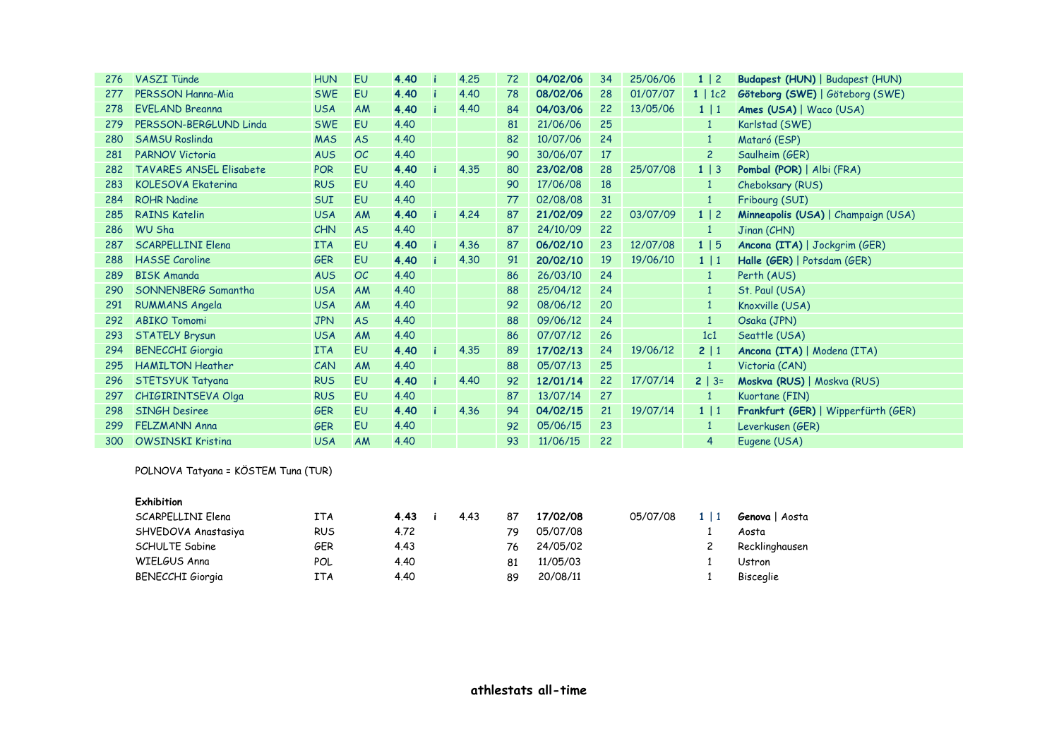| | | | | | | | | | | | | | |
|---|---|---|---|---|---|---|---|---|---|---|---|---|---|
| 276 | VASZI Tünde | HUN | EU | **4.40** | i | 4.25 | 72 | **04/02/06** | 34 | 25/06/06 | **1** \| 2 | **Budapest (HUN)** \| Budapest (HUN) |
| 277 | PERSSON Hanna-Mia | SWE | EU | **4.40** | i | 4.40 | 78 | **08/02/06** | 28 | 01/07/07 | **1** \| 1c2 | **Göteborg (SWE)** \| Göteborg (SWE) |
| 278 | EVELAND Breanna | USA | AM | **4.40** | i | 4.40 | 84 | **04/03/06** | 22 | 13/05/06 | **1** \| 1 | **Ames (USA)** \| Waco (USA) |
| 279 | PERSSON-BERGLUND Linda | SWE | EU | 4.40 | | | 81 | 21/06/06 | 25 | | 1 | Karlstad (SWE) |
| 280 | SAMSU Roslinda | MAS | AS | 4.40 | | | 82 | 10/07/06 | 24 | | 1 | Mataró (ESP) |
| 281 | PARNOV Victoria | AUS | OC | 4.40 | | | 90 | 30/06/07 | 17 | | 2 | Saulheim (GER) |
| 282 | TAVARES ANSEL Elisabete | POR | EU | **4.40** | i | 4.35 | 80 | **23/02/08** | 28 | 25/07/08 | **1** \| 3 | **Pombal (POR)** \| Albi (FRA) |
| 283 | KOLESOVA Ekaterina | RUS | EU | 4.40 | | | 90 | 17/06/08 | 18 | | 1 | Cheboksary (RUS) |
| 284 | ROHR Nadine | SUI | EU | 4.40 | | | 77 | 02/08/08 | 31 | | 1 | Fribourg (SUI) |
| 285 | RAINS Katelin | USA | AM | **4.40** | i | 4.24 | 87 | **21/02/09** | 22 | 03/07/09 | **1** \| 2 | **Minneapolis (USA)** \| Champaign (USA) |
| 286 | WU Sha | CHN | AS | 4.40 | | | 87 | 24/10/09 | 22 | | 1 | Jinan (CHN) |
| 287 | SCARPELLINI Elena | ITA | EU | **4.40** | i | 4.36 | 87 | **06/02/10** | 23 | 12/07/08 | **1** \| 5 | **Ancona (ITA)** \| Jockgrim (GER) |
| 288 | HASSE Caroline | GER | EU | **4.40** | i | 4.30 | 91 | **20/02/10** | 19 | 19/06/10 | **1** \| 1 | **Halle (GER)** \| Potsdam (GER) |
| 289 | BISK Amanda | AUS | OC | 4.40 | | | 86 | 26/03/10 | 24 | | 1 | Perth (AUS) |
| 290 | SONNENBERG Samantha | USA | AM | 4.40 | | | 88 | 25/04/12 | 24 | | 1 | St. Paul (USA) |
| 291 | RUMMANS Angela | USA | AM | 4.40 | | | 92 | 08/06/12 | 20 | | 1 | Knoxville (USA) |
| 292 | ABIKO Tomomi | JPN | AS | 4.40 | | | 88 | 09/06/12 | 24 | | 1 | Osaka (JPN) |
| 293 | STATELY Brysun | USA | AM | 4.40 | | | 86 | 07/07/12 | 26 | | 1c1 | Seattle (USA) |
| 294 | BENECCHI Giorgia | ITA | EU | **4.40** | i | 4.35 | 89 | **17/02/13** | 24 | 19/06/12 | **2** \| 1 | **Ancona (ITA)** \| Modena (ITA) |
| 295 | HAMILTON Heather | CAN | AM | 4.40 | | | 88 | 05/07/13 | 25 | | 1 | Victoria (CAN) |
| 296 | STETSYUK Tatyana | RUS | EU | **4.40** | i | 4.40 | 92 | **12/01/14** | 22 | 17/07/14 | **2** \| 3= | **Moskva (RUS)** \| Moskva (RUS) |
| 297 | CHIGIRINTSEVA Olga | RUS | EU | 4.40 | | | 87 | 13/07/14 | 27 | | 1 | Kuortane (FIN) |
| 298 | SINGH Desiree | GER | EU | **4.40** | i | 4.36 | 94 | **04/02/15** | 21 | 19/07/14 | **1** \| 1 | **Frankfurt (GER)** \| Wipperfürth (GER) |
| 299 | FELZMANN Anna | GER | EU | 4.40 | | | 92 | 05/06/15 | 23 | | 1 | Leverkusen (GER) |
| 300 | OWSINSKI Kristina | USA | AM | 4.40 | | | 93 | 11/06/15 | 22 | | 4 | Eugene (USA) |

POLNOVA Tatyana = KÖSTEM Tuna (TUR)

**Exhibition**

| | | | | | | | | | |
|---|---|---|---|---|---|---|---|---|---|
| SCARPELLINI Elena | ITA | **4.43** | i | 4.43 | 87 | **17/02/08** | 05/07/08 | **1** \| 1 | **Genova** \| Aosta |
| SHVEDOVA Anastasiya | RUS | 4.72 | | | 79 | 05/07/08 | | 1 | Aosta |
| SCHULTE Sabine | GER | 4.43 | | | 76 | 24/05/02 | | 2 | Recklinghausen |
| WIELGUS Anna | POL | 4.40 | | | 81 | 11/05/03 | | 1 | Ustron |
| BENECCHI Giorgia | ITA | 4.40 | | | 89 | 20/08/11 | | 1 | Bisceglie |